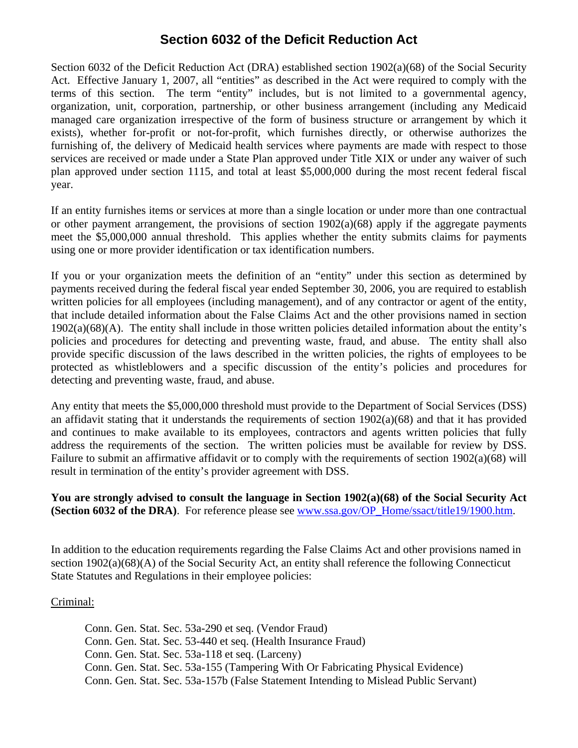# Section 6032 of the Deficit Reduction Act

Section 6032 of the Deficit Reduction Act (DRA) established section 1902(a)(68) of the Social Security Act. Effective January 1, 2007, all "entities" as described in the Act were required to comply with the terms of this section. The term "entity" includes, but is not limited to a governmental agency, organization, unit, corporation, partnership, or other business arrangement (including any Medicaid managed care organization irrespective of the form of business structure or arrangement by which it exists), whether for-profit or not-for-profit, which furnishes directly, or otherwise authorizes the furnishing of, the delivery of Medicaid health services where payments are made with respect to those services are received or made under a State Plan approved under Title XIX or under any waiver of such plan approved under section 1115, and total at least $5,000,000 during the most recent federal fiscal year.

If an entity furnishes items or services at more than a single location or under more than one contractual or other payment arrangement, the provisions of section 1902(a)(68) apply if the aggregate payments meet the $5,000,000 annual threshold. This applies whether the entity submits claims for payments using one or more provider identification or tax identification numbers.

If you or your organization meets the definition of an "entity" under this section as determined by payments received during the federal fiscal year ended September 30, 2006, you are required to establish written policies for all employees (including management), and of any contractor or agent of the entity, that include detailed information about the False Claims Act and the other provisions named in section 1902(a)(68)(A). The entity shall include in those written policies detailed information about the entity's policies and procedures for detecting and preventing waste, fraud, and abuse. The entity shall also provide specific discussion of the laws described in the written policies, the rights of employees to be protected as whistleblowers and a specific discussion of the entity's policies and procedures for detecting and preventing waste, fraud, and abuse.

Any entity that meets the $5,000,000 threshold must provide to the Department of Social Services (DSS) an affidavit stating that it understands the requirements of section 1902(a)(68) and that it has provided and continues to make available to its employees, contractors and agents written policies that fully address the requirements of the section. The written policies must be available for review by DSS. Failure to submit an affirmative affidavit or to comply with the requirements of section 1902(a)(68) will result in termination of the entity's provider agreement with DSS.

**You are strongly advised to consult the language in Section 1902(a)(68) of the Social Security Act (Section 6032 of the DRA)**. For reference please see www.ssa.gov/OP_Home/ssact/title19/1900.htm.

In addition to the education requirements regarding the False Claims Act and other provisions named in section 1902(a)(68)(A) of the Social Security Act, an entity shall reference the following Connecticut State Statutes and Regulations in their employee policies:

Criminal:

- Conn. Gen. Stat. Sec. 53a-290 et seq. (Vendor Fraud)
- Conn. Gen. Stat. Sec. 53-440 et seq. (Health Insurance Fraud)
- Conn. Gen. Stat. Sec. 53a-118 et seq. (Larceny)
- Conn. Gen. Stat. Sec. 53a-155 (Tampering With Or Fabricating Physical Evidence)
- Conn. Gen. Stat. Sec. 53a-157b (False Statement Intending to Mislead Public Servant)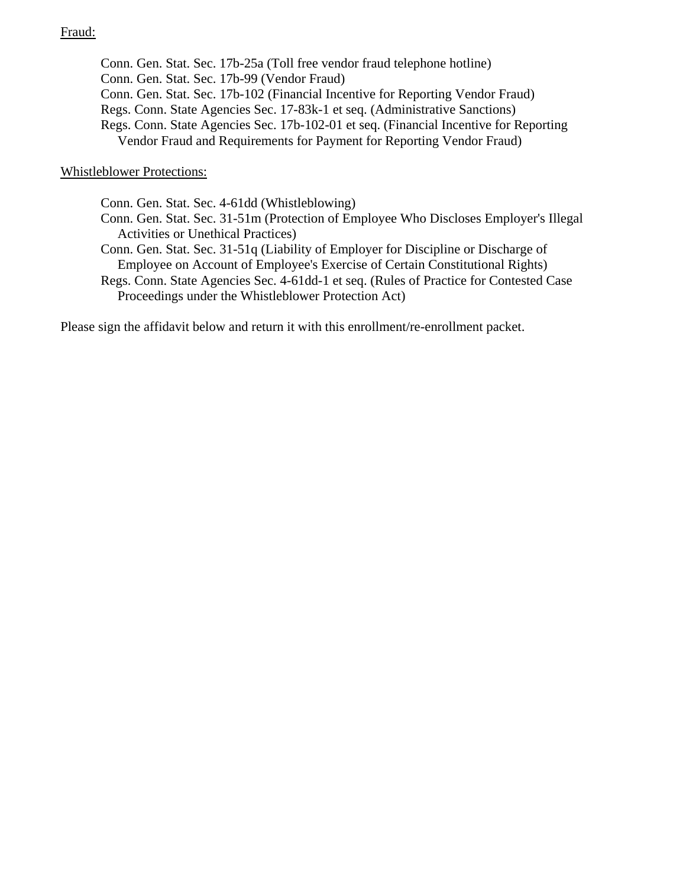<u>Fraud:</u>

Conn. Gen. Stat. Sec. 17b-25a (Toll free vendor fraud telephone hotline)
Conn. Gen. Stat. Sec. 17b-99 (Vendor Fraud)
Conn. Gen. Stat. Sec. 17b-102 (Financial Incentive for Reporting Vendor Fraud)
Regs. Conn. State Agencies Sec. 17-83k-1 et seq. (Administrative Sanctions)
Regs. Conn. State Agencies Sec. 17b-102-01 et seq. (Financial Incentive for Reporting Vendor Fraud and Requirements for Payment for Reporting Vendor Fraud)

<u>Whistleblower Protections:</u>

Conn. Gen. Stat. Sec. 4-61dd (Whistleblowing)
Conn. Gen. Stat. Sec. 31-51m (Protection of Employee Who Discloses Employer's Illegal Activities or Unethical Practices)
Conn. Gen. Stat. Sec. 31-51q (Liability of Employer for Discipline or Discharge of Employee on Account of Employee's Exercise of Certain Constitutional Rights)
Regs. Conn. State Agencies Sec. 4-61dd-1 et seq. (Rules of Practice for Contested Case Proceedings under the Whistleblower Protection Act)

Please sign the affidavit below and return it with this enrollment/re-enrollment packet.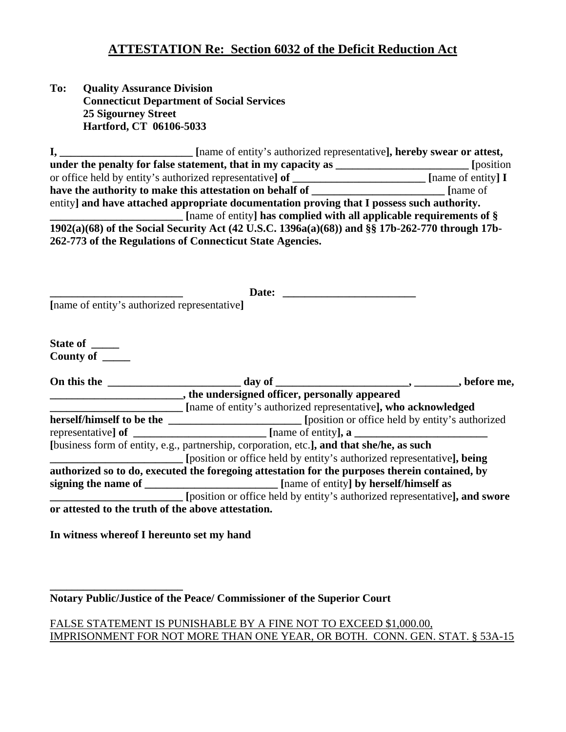# ATTESTATION Re: Section 6032 of the Deficit Reduction Act

**To: Quality Assurance Division**
**Connecticut Department of Social Services**
**25 Sigourney Street**
**Hartford, CT 06106-5033**

**I, ________________________ [**name of entity's authorized representative**], hereby swear or attest, under the penalty for false statement, that in my capacity as ________________________ [**position or office held by entity's authorized representative**] of ________________________ [**name of entity**] I have the authority to make this attestation on behalf of ________________________ [**name of entity**] and have attached appropriate documentation proving that I possess such authority. ________________________ [**name of entity**] has complied with all applicable requirements of § 1902(a)(68) of the Social Security Act (42 U.S.C. 1396a(a)(68)) and §§ 17b-262-770 through 17b-262-773 of the Regulations of Connecticut State Agencies.**

________________________ **Date:** ________________________
**[**name of entity's authorized representative**]**

**State of _____**
**County of _____**

**On this the ________________________ day of ________________________, ________, before me, ________________________, the undersigned officer, personally appeared ________________________ [**name of entity's authorized representative**], who acknowledged herself/himself to be the ________________________ [**position or office held by entity's authorized representative**] of ________________________ [**name of entity**], a ________________________ [**business form of entity, e.g., partnership, corporation, etc.**], and that she/he, as such ________________________ [**position or office held by entity's authorized representative**], being authorized so to do, executed the foregoing attestation for the purposes therein contained, by signing the name of ________________________ [**name of entity**] by herself/himself as ________________________ [**position or office held by entity's authorized representative**], and swore or attested to the truth of the above attestation.**

**In witness whereof I hereunto set my hand**

________________________
**Notary Public/Justice of the Peace/ Commissioner of the Superior Court**

<u>FALSE STATEMENT IS PUNISHABLE BY A FINE NOT TO EXCEED $1,000.00, IMPRISONMENT FOR NOT MORE THAN ONE YEAR, OR BOTH. CONN. GEN. STAT. § 53A-15</u>